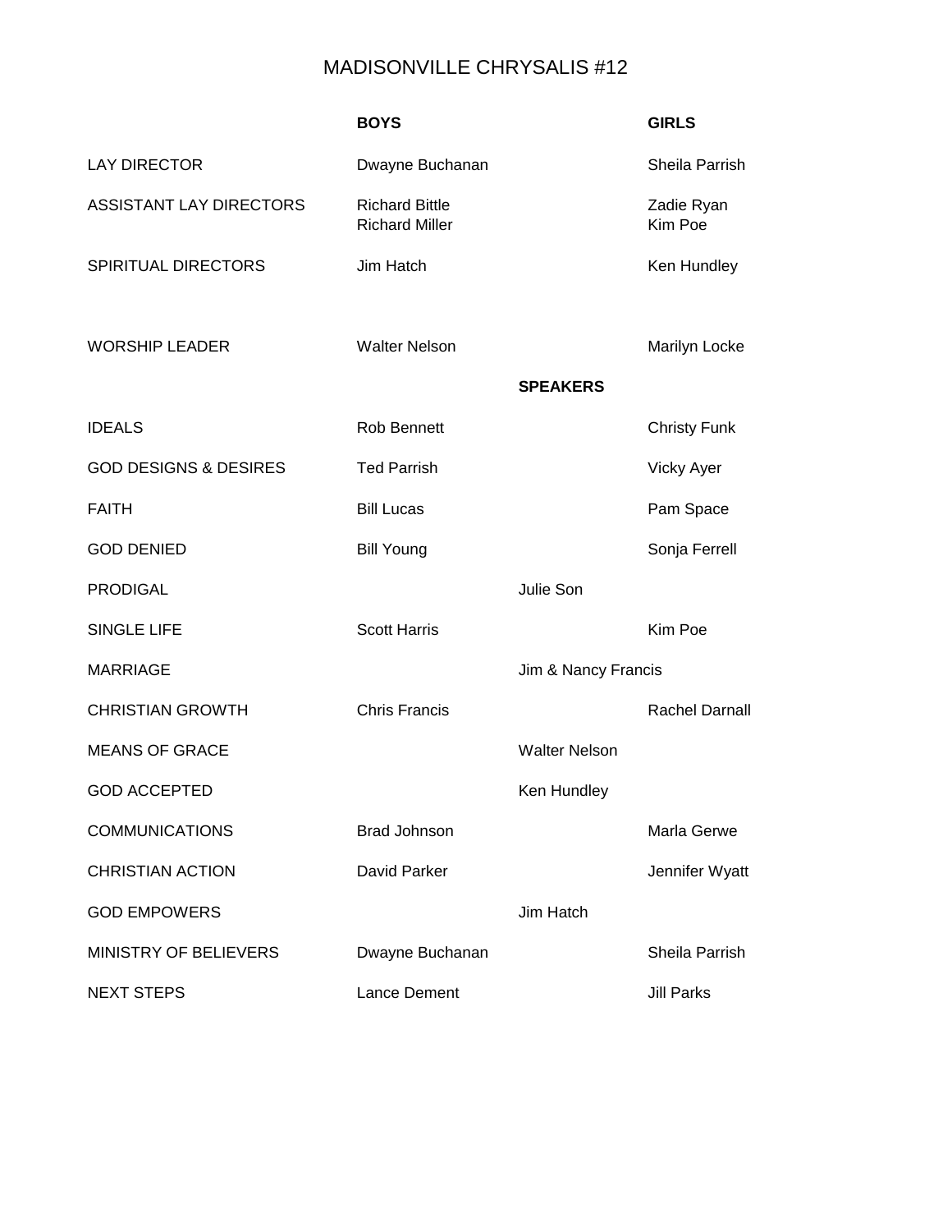# MADISONVILLE CHRYSALIS #12

| | BOYS | | GIRLS |
|---|---|---|---|
| LAY DIRECTOR | Dwayne Buchanan | | Sheila Parrish |
| ASSISTANT LAY DIRECTORS | Richard Bittle<br>Richard Miller | | Zadie Ryan<br>Kim Poe |
| SPIRITUAL DIRECTORS | Jim Hatch | | Ken Hundley |
| WORSHIP LEADER | Walter Nelson | | Marilyn Locke |
| | | **SPEAKERS** | |
| IDEALS | Rob Bennett | | Christy Funk |
| GOD DESIGNS & DESIRES | Ted Parrish | | Vicky Ayer |
| FAITH | Bill Lucas | | Pam Space |
| GOD DENIED | Bill Young | | Sonja Ferrell |
| PRODIGAL | | Julie Son | |
| SINGLE LIFE | Scott Harris | | Kim Poe |
| MARRIAGE | | Jim & Nancy Francis | |
| CHRISTIAN GROWTH | Chris Francis | | Rachel Darnall |
| MEANS OF GRACE | | Walter Nelson | |
| GOD ACCEPTED | | Ken Hundley | |
| COMMUNICATIONS | Brad Johnson | | Marla Gerwe |
| CHRISTIAN ACTION | David Parker | | Jennifer Wyatt |
| GOD EMPOWERS | | Jim Hatch | |
| MINISTRY OF BELIEVERS | Dwayne Buchanan | | Sheila Parrish |
| NEXT STEPS | Lance Dement | | Jill Parks |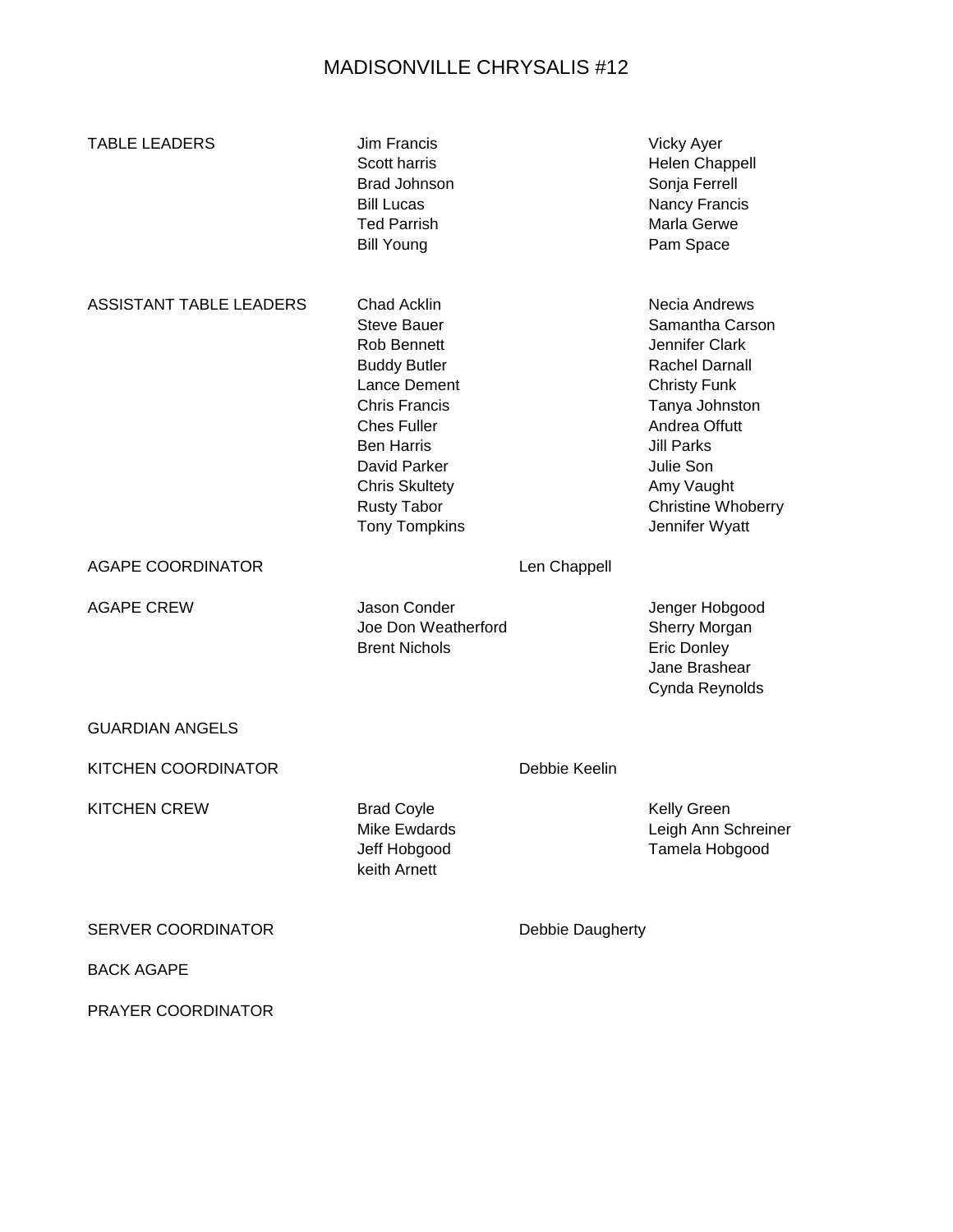# MADISONVILLE CHRYSALIS #12

| | | | |
|---|---|---|---|
| TABLE LEADERS | Jim Francis | | Vicky Ayer |
| | Scott harris | | Helen Chappell |
| | Brad Johnson | | Sonja Ferrell |
| | Bill Lucas | | Nancy Francis |
| | Ted Parrish | | Marla Gerwe |
| | Bill Young | | Pam Space |
| ASSISTANT TABLE LEADERS | Chad Acklin | | Necia Andrews |
| | Steve Bauer | | Samantha Carson |
| | Rob Bennett | | Jennifer Clark |
| | Buddy Butler | | Rachel Darnall |
| | Lance Dement | | Christy Funk |
| | Chris Francis | | Tanya Johnston |
| | Ches Fuller | | Andrea Offutt |
| | Ben Harris | | Jill Parks |
| | David Parker | | Julie Son |
| | Chris Skultety | | Amy Vaught |
| | Rusty Tabor | | Christine Whoberry |
| | Tony Tompkins | | Jennifer Wyatt |
| AGAPE COORDINATOR | | Len Chappell | |
| AGAPE CREW | Jason Conder | | Jenger Hobgood |
| | Joe Don Weatherford | | Sherry Morgan |
| | Brent Nichols | | Eric Donley |
| | | | Jane Brashear |
| | | | Cynda Reynolds |
| GUARDIAN ANGELS | | | |
| KITCHEN COORDINATOR | | Debbie Keelin | |
| KITCHEN CREW | Brad Coyle | | Kelly Green |
| | Mike Ewdards | | Leigh Ann Schreiner |
| | Jeff Hobgood | | Tamela Hobgood |
| | keith Arnett | | |
| SERVER COORDINATOR | | Debbie Daugherty | |
| BACK AGAPE | | | |
| PRAYER COORDINATOR | | | |